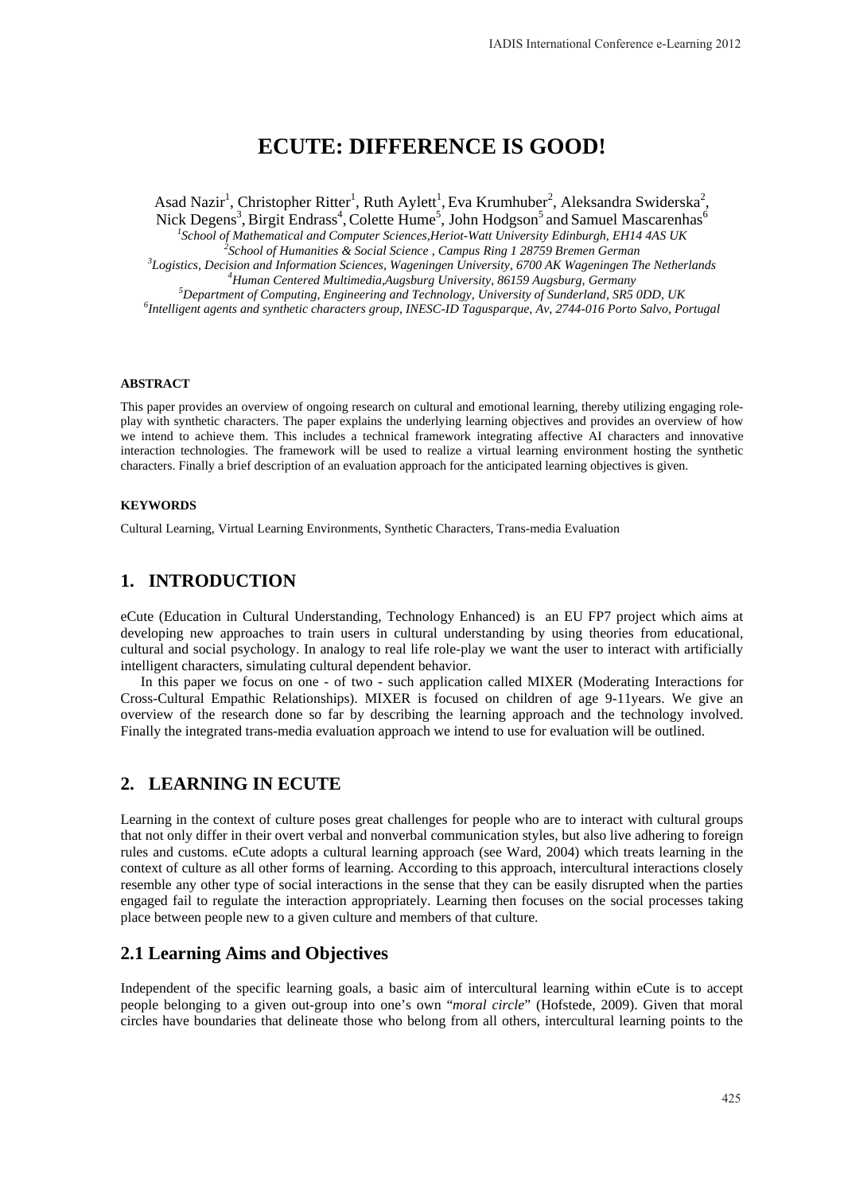# ECUTE: DIFFERENCE IS GOOD!

Asad Nazir[1], Christopher Ritter[1], Ruth Aylett[1], Eva Krumhuber[2], Aleksandra Swiderska[2], Nick Degens[3], Birgit Endrass[4], Colette Hume[5], John Hodgson[5] and Samuel Mascarenhas[6]

[1]*School of Mathematical and Computer Sciences,Heriot-Watt University Edinburgh, EH14 4AS UK*
[2]*School of Humanities & Social Science , Campus Ring 1 28759 Bremen German*
[3]*Logistics, Decision and Information Sciences, Wageningen University, 6700 AK Wageningen The Netherlands*
[4]*Human Centered Multimedia,Augsburg University, 86159 Augsburg, Germany*
[5]*Department of Computing, Engineering and Technology, University of Sunderland, SR5 0DD, UK*
[6]*Intelligent agents and synthetic characters group, INESC-ID Tagusparque, Av, 2744-016 Porto Salvo, Portugal*

#### ABSTRACT

This paper provides an overview of ongoing research on cultural and emotional learning, thereby utilizing engaging role-play with synthetic characters. The paper explains the underlying learning objectives and provides an overview of how we intend to achieve them. This includes a technical framework integrating affective AI characters and innovative interaction technologies. The framework will be used to realize a virtual learning environment hosting the synthetic characters. Finally a brief description of an evaluation approach for the anticipated learning objectives is given.

#### KEYWORDS

Cultural Learning, Virtual Learning Environments, Synthetic Characters, Trans-media Evaluation

## 1. INTRODUCTION

eCute (Education in Cultural Understanding, Technology Enhanced) is an EU FP7 project which aims at developing new approaches to train users in cultural understanding by using theories from educational, cultural and social psychology. In analogy to real life role-play we want the user to interact with artificially intelligent characters, simulating cultural dependent behavior.

In this paper we focus on one - of two - such application called MIXER (Moderating Interactions for Cross-Cultural Empathic Relationships). MIXER is focused on children of age 9-11years. We give an overview of the research done so far by describing the learning approach and the technology involved. Finally the integrated trans-media evaluation approach we intend to use for evaluation will be outlined.

## 2. LEARNING IN ECUTE

Learning in the context of culture poses great challenges for people who are to interact with cultural groups that not only differ in their overt verbal and nonverbal communication styles, but also live adhering to foreign rules and customs. eCute adopts a cultural learning approach (see Ward, 2004) which treats learning in the context of culture as all other forms of learning. According to this approach, intercultural interactions closely resemble any other type of social interactions in the sense that they can be easily disrupted when the parties engaged fail to regulate the interaction appropriately. Learning then focuses on the social processes taking place between people new to a given culture and members of that culture.

### 2.1 Learning Aims and Objectives

Independent of the specific learning goals, a basic aim of intercultural learning within eCute is to accept people belonging to a given out-group into one's own "*moral circle*" (Hofstede, 2009). Given that moral circles have boundaries that delineate those who belong from all others, intercultural learning points to the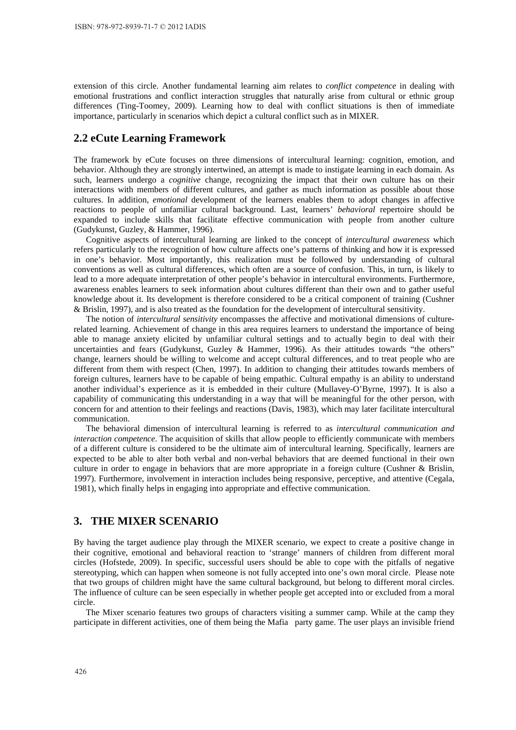extension of this circle. Another fundamental learning aim relates to *conflict competence* in dealing with emotional frustrations and conflict interaction struggles that naturally arise from cultural or ethnic group differences (Ting-Toomey, 2009). Learning how to deal with conflict situations is then of immediate importance, particularly in scenarios which depict a cultural conflict such as in MIXER.

## 2.2 eCute Learning Framework

The framework by eCute focuses on three dimensions of intercultural learning: cognition, emotion, and behavior. Although they are strongly intertwined, an attempt is made to instigate learning in each domain. As such, learners undergo a *cognitive* change, recognizing the impact that their own culture has on their interactions with members of different cultures, and gather as much information as possible about those cultures. In addition, *emotional* development of the learners enables them to adopt changes in affective reactions to people of unfamiliar cultural background. Last, learners' *behavioral* repertoire should be expanded to include skills that facilitate effective communication with people from another culture (Gudykunst, Guzley, & Hammer, 1996).

Cognitive aspects of intercultural learning are linked to the concept of *intercultural awareness* which refers particularly to the recognition of how culture affects one's patterns of thinking and how it is expressed in one's behavior. Most importantly, this realization must be followed by understanding of cultural conventions as well as cultural differences, which often are a source of confusion. This, in turn, is likely to lead to a more adequate interpretation of other people's behavior in intercultural environments. Furthermore, awareness enables learners to seek information about cultures different than their own and to gather useful knowledge about it. Its development is therefore considered to be a critical component of training (Cushner & Brislin, 1997), and is also treated as the foundation for the development of intercultural sensitivity.

The notion of *intercultural sensitivity* encompasses the affective and motivational dimensions of culture-related learning. Achievement of change in this area requires learners to understand the importance of being able to manage anxiety elicited by unfamiliar cultural settings and to actually begin to deal with their uncertainties and fears (Gudykunst, Guzley & Hammer, 1996). As their attitudes towards "the others" change, learners should be willing to welcome and accept cultural differences, and to treat people who are different from them with respect (Chen, 1997). In addition to changing their attitudes towards members of foreign cultures, learners have to be capable of being empathic. Cultural empathy is an ability to understand another individual's experience as it is embedded in their culture (Mullavey-O'Byrne, 1997). It is also a capability of communicating this understanding in a way that will be meaningful for the other person, with concern for and attention to their feelings and reactions (Davis, 1983), which may later facilitate intercultural communication.

The behavioral dimension of intercultural learning is referred to as *intercultural communication and interaction competence*. The acquisition of skills that allow people to efficiently communicate with members of a different culture is considered to be the ultimate aim of intercultural learning. Specifically, learners are expected to be able to alter both verbal and non-verbal behaviors that are deemed functional in their own culture in order to engage in behaviors that are more appropriate in a foreign culture (Cushner & Brislin, 1997). Furthermore, involvement in interaction includes being responsive, perceptive, and attentive (Cegala, 1981), which finally helps in engaging into appropriate and effective communication.

## 3. THE MIXER SCENARIO

By having the target audience play through the MIXER scenario, we expect to create a positive change in their cognitive, emotional and behavioral reaction to 'strange' manners of children from different moral circles (Hofstede, 2009). In specific, successful users should be able to cope with the pitfalls of negative stereotyping, which can happen when someone is not fully accepted into one's own moral circle. Please note that two groups of children might have the same cultural background, but belong to different moral circles. The influence of culture can be seen especially in whether people get accepted into or excluded from a moral circle.

The Mixer scenario features two groups of characters visiting a summer camp. While at the camp they participate in different activities, one of them being the Mafia party game. The user plays an invisible friend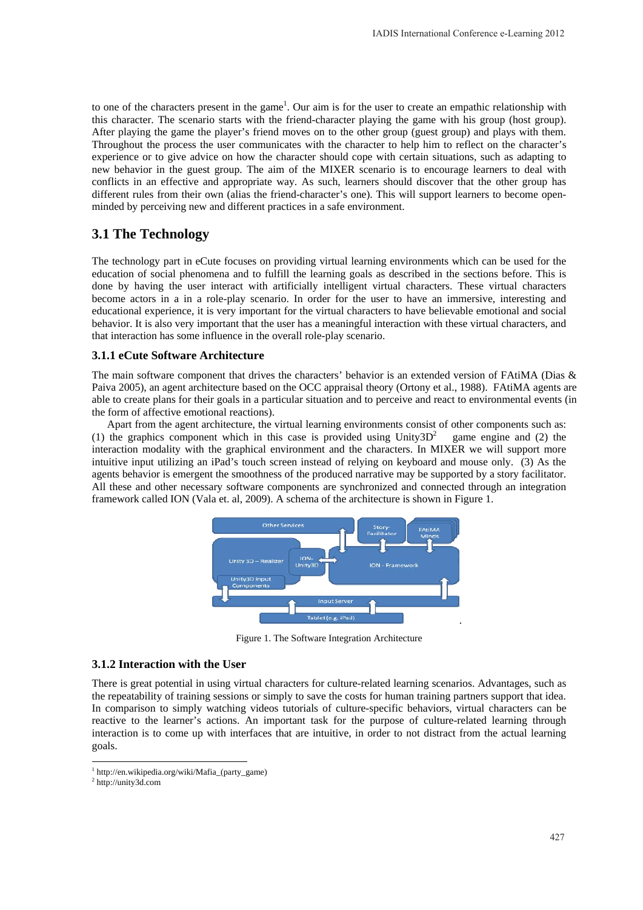to one of the characters present in the game[1]. Our aim is for the user to create an empathic relationship with this character. The scenario starts with the friend-character playing the game with his group (host group). After playing the game the player's friend moves on to the other group (guest group) and plays with them. Throughout the process the user communicates with the character to help him to reflect on the character's experience or to give advice on how the character should cope with certain situations, such as adapting to new behavior in the guest group. The aim of the MIXER scenario is to encourage learners to deal with conflicts in an effective and appropriate way. As such, learners should discover that the other group has different rules from their own (alias the friend-character's one). This will support learners to become open-minded by perceiving new and different practices in a safe environment.

## 3.1 The Technology

The technology part in eCute focuses on providing virtual learning environments which can be used for the education of social phenomena and to fulfill the learning goals as described in the sections before. This is done by having the user interact with artificially intelligent virtual characters. These virtual characters become actors in a in a role-play scenario. In order for the user to have an immersive, interesting and educational experience, it is very important for the virtual characters to have believable emotional and social behavior. It is also very important that the user has a meaningful interaction with these virtual characters, and that interaction has some influence in the overall role-play scenario.

### 3.1.1 eCute Software Architecture

The main software component that drives the characters' behavior is an extended version of FAtiMA (Dias & Paiva 2005), an agent architecture based on the OCC appraisal theory (Ortony et al., 1988). FAtiMA agents are able to create plans for their goals in a particular situation and to perceive and react to environmental events (in the form of affective emotional reactions).

Apart from the agent architecture, the virtual learning environments consist of other components such as: (1) the graphics component which in this case is provided using Unity3D[2] game engine and (2) the interaction modality with the graphical environment and the characters. In MIXER we will support more intuitive input utilizing an iPad's touch screen instead of relying on keyboard and mouse only. (3) As the agents behavior is emergent the smoothness of the produced narrative may be supported by a story facilitator. All these and other necessary software components are synchronized and connected through an integration framework called ION (Vala et. al, 2009). A schema of the architecture is shown in Figure 1.

Figure 1. The Software Integration Architecture

### 3.1.2 Interaction with the User

There is great potential in using virtual characters for culture-related learning scenarios. Advantages, such as the repeatability of training sessions or simply to save the costs for human training partners support that idea. In comparison to simply watching videos tutorials of culture-specific behaviors, virtual characters can be reactive to the learner's actions. An important task for the purpose of culture-related learning through interaction is to come up with interfaces that are intuitive, in order to not distract from the actual learning goals.

---

[1] http://en.wikipedia.org/wiki/Mafia_(party_game)

[2] http://unity3d.com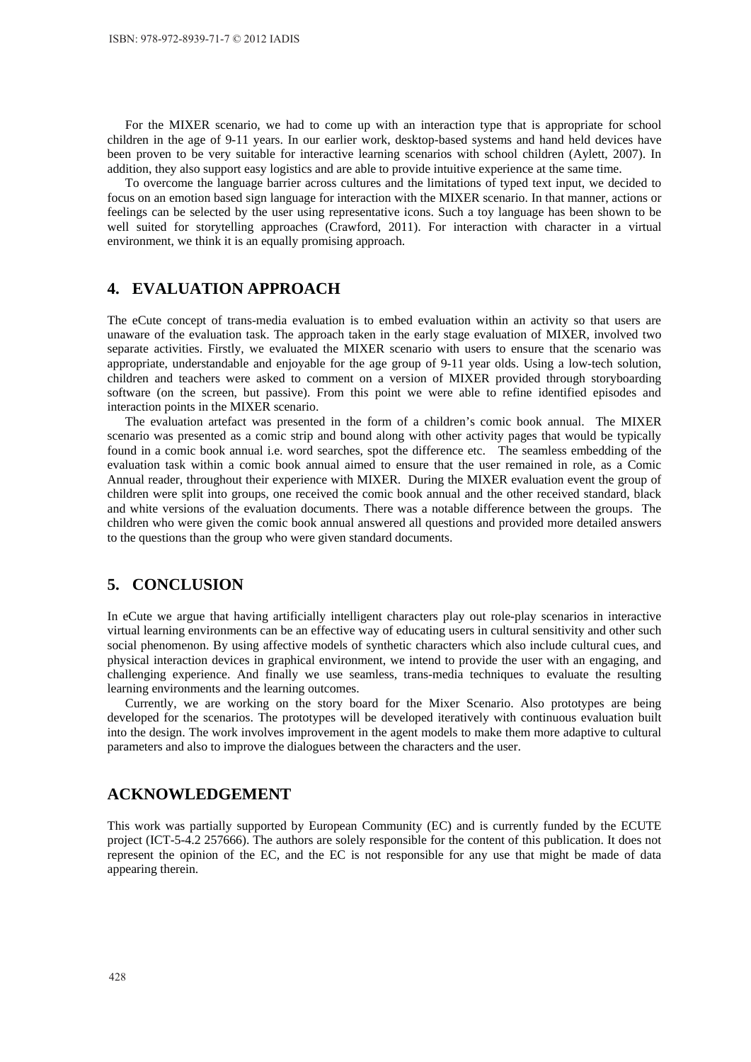For the MIXER scenario, we had to come up with an interaction type that is appropriate for school children in the age of 9-11 years. In our earlier work, desktop-based systems and hand held devices have been proven to be very suitable for interactive learning scenarios with school children (Aylett, 2007). In addition, they also support easy logistics and are able to provide intuitive experience at the same time.

To overcome the language barrier across cultures and the limitations of typed text input, we decided to focus on an emotion based sign language for interaction with the MIXER scenario. In that manner, actions or feelings can be selected by the user using representative icons. Such a toy language has been shown to be well suited for storytelling approaches (Crawford, 2011). For interaction with character in a virtual environment, we think it is an equally promising approach.

## 4. EVALUATION APPROACH

The eCute concept of trans-media evaluation is to embed evaluation within an activity so that users are unaware of the evaluation task. The approach taken in the early stage evaluation of MIXER, involved two separate activities. Firstly, we evaluated the MIXER scenario with users to ensure that the scenario was appropriate, understandable and enjoyable for the age group of 9-11 year olds. Using a low-tech solution, children and teachers were asked to comment on a version of MIXER provided through storyboarding software (on the screen, but passive). From this point we were able to refine identified episodes and interaction points in the MIXER scenario.

The evaluation artefact was presented in the form of a children's comic book annual. The MIXER scenario was presented as a comic strip and bound along with other activity pages that would be typically found in a comic book annual i.e. word searches, spot the difference etc. The seamless embedding of the evaluation task within a comic book annual aimed to ensure that the user remained in role, as a Comic Annual reader, throughout their experience with MIXER. During the MIXER evaluation event the group of children were split into groups, one received the comic book annual and the other received standard, black and white versions of the evaluation documents. There was a notable difference between the groups. The children who were given the comic book annual answered all questions and provided more detailed answers to the questions than the group who were given standard documents.

## 5. CONCLUSION

In eCute we argue that having artificially intelligent characters play out role-play scenarios in interactive virtual learning environments can be an effective way of educating users in cultural sensitivity and other such social phenomenon. By using affective models of synthetic characters which also include cultural cues, and physical interaction devices in graphical environment, we intend to provide the user with an engaging, and challenging experience. And finally we use seamless, trans-media techniques to evaluate the resulting learning environments and the learning outcomes.

Currently, we are working on the story board for the Mixer Scenario. Also prototypes are being developed for the scenarios. The prototypes will be developed iteratively with continuous evaluation built into the design. The work involves improvement in the agent models to make them more adaptive to cultural parameters and also to improve the dialogues between the characters and the user.

## ACKNOWLEDGEMENT

This work was partially supported by European Community (EC) and is currently funded by the ECUTE project (ICT-5-4.2 257666). The authors are solely responsible for the content of this publication. It does not represent the opinion of the EC, and the EC is not responsible for any use that might be made of data appearing therein.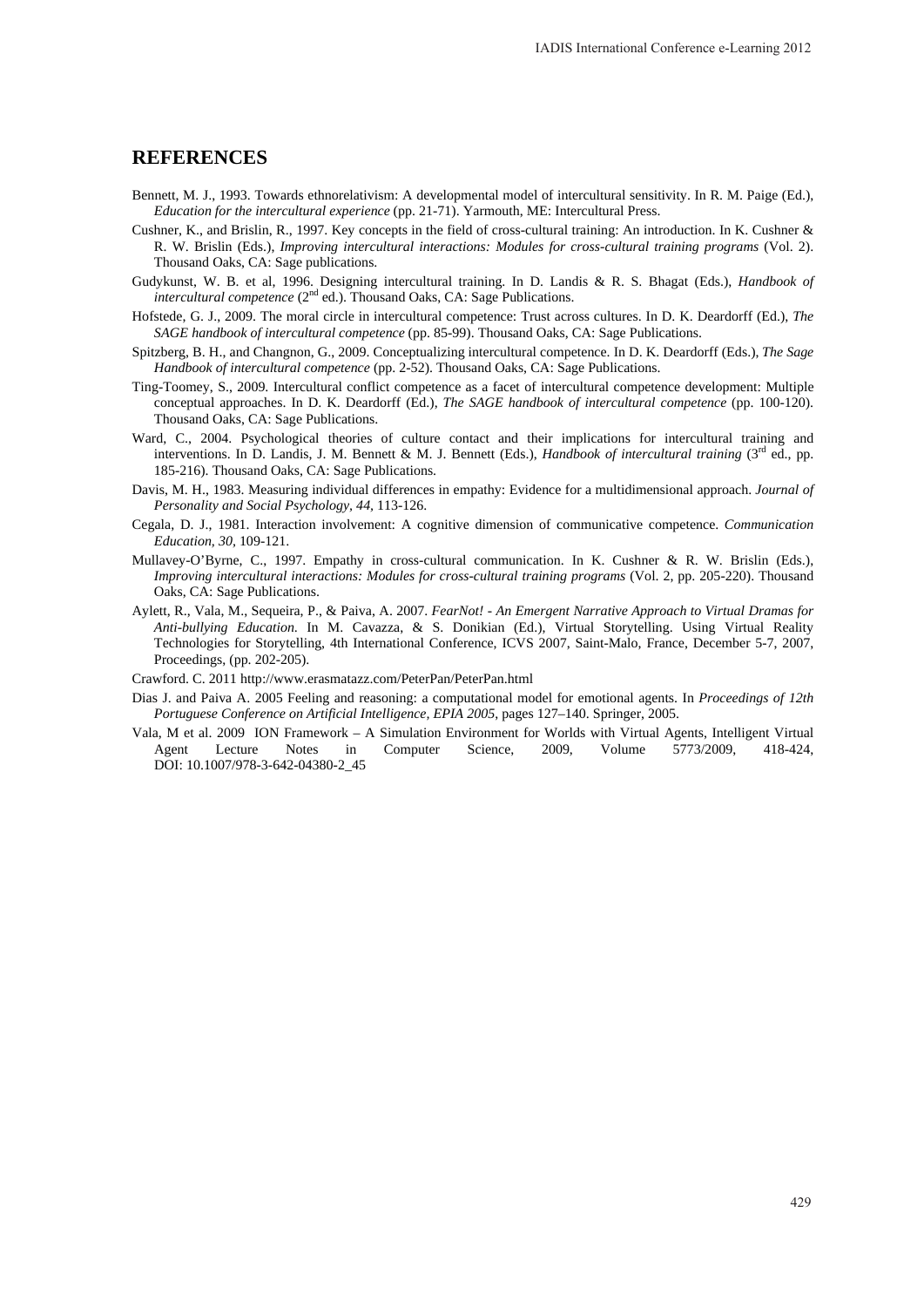## REFERENCES

Bennett, M. J., 1993. Towards ethnorelativism: A developmental model of intercultural sensitivity. In R. M. Paige (Ed.), *Education for the intercultural experience* (pp. 21-71). Yarmouth, ME: Intercultural Press.

Cushner, K., and Brislin, R., 1997. Key concepts in the field of cross-cultural training: An introduction. In K. Cushner & R. W. Brislin (Eds.), *Improving intercultural interactions: Modules for cross-cultural training programs* (Vol. 2). Thousand Oaks, CA: Sage publications.

Gudykunst, W. B. et al, 1996. Designing intercultural training. In D. Landis & R. S. Bhagat (Eds.), *Handbook of intercultural competence* (2nd ed.). Thousand Oaks, CA: Sage Publications.

Hofstede, G. J., 2009. The moral circle in intercultural competence: Trust across cultures. In D. K. Deardorff (Ed.), *The SAGE handbook of intercultural competence* (pp. 85-99). Thousand Oaks, CA: Sage Publications.

Spitzberg, B. H., and Changnon, G., 2009. Conceptualizing intercultural competence. In D. K. Deardorff (Eds.), *The Sage Handbook of intercultural competence* (pp. 2-52). Thousand Oaks, CA: Sage Publications.

Ting-Toomey, S., 2009. Intercultural conflict competence as a facet of intercultural competence development: Multiple conceptual approaches. In D. K. Deardorff (Ed.), *The SAGE handbook of intercultural competence* (pp. 100-120). Thousand Oaks, CA: Sage Publications.

Ward, C., 2004. Psychological theories of culture contact and their implications for intercultural training and interventions. In D. Landis, J. M. Bennett & M. J. Bennett (Eds.), *Handbook of intercultural training* (3rd ed., pp. 185-216). Thousand Oaks, CA: Sage Publications.

Davis, M. H., 1983. Measuring individual differences in empathy: Evidence for a multidimensional approach. *Journal of Personality and Social Psychology, 44*, 113-126.

Cegala, D. J., 1981. Interaction involvement: A cognitive dimension of communicative competence. *Communication Education, 30*, 109-121.

Mullavey-O'Byrne, C., 1997. Empathy in cross-cultural communication. In K. Cushner & R. W. Brislin (Eds.), *Improving intercultural interactions: Modules for cross-cultural training programs* (Vol. 2, pp. 205-220). Thousand Oaks, CA: Sage Publications.

Aylett, R., Vala, M., Sequeira, P., & Paiva, A. 2007. *FearNot! - An Emergent Narrative Approach to Virtual Dramas for Anti-bullying Education.* In M. Cavazza, & S. Donikian (Ed.), Virtual Storytelling. Using Virtual Reality Technologies for Storytelling, 4th International Conference, ICVS 2007, Saint-Malo, France, December 5-7, 2007, Proceedings, (pp. 202-205).

Crawford. C. 2011 http://www.erasmatazz.com/PeterPan/PeterPan.html

Dias J. and Paiva A. 2005 Feeling and reasoning: a computational model for emotional agents. In *Proceedings of 12th Portuguese Conference on Artificial Intelligence, EPIA 2005*, pages 127–140. Springer, 2005.

Vala, M et al. 2009 ION Framework – A Simulation Environment for Worlds with Virtual Agents, Intelligent Virtual Agent Lecture Notes in Computer Science, 2009, Volume 5773/2009, 418-424, DOI: 10.1007/978-3-642-04380-2_45